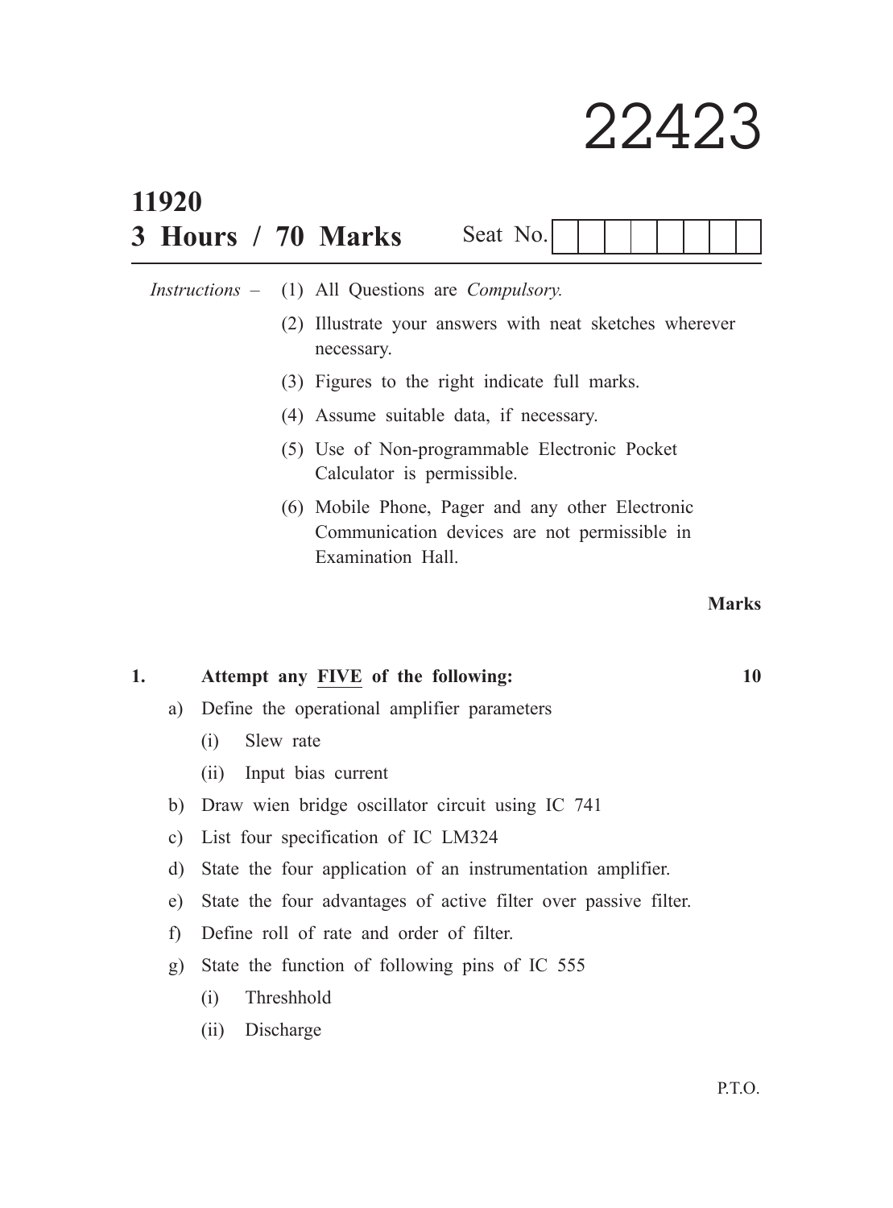# 22423

**11920**

**3 Hours / 70 Marks** Seat No.

*Instructions* – (1) All Questions are *Compulsory.*

(2) Illustrate your answers with neat sketches wherever necessary.

(3) Figures to the right indicate full marks.

(4) Assume suitable data, if necessary.

(5) Use of Non-programmable Electronic Pocket Calculator is permissible.

(6) Mobile Phone, Pager and any other Electronic Communication devices are not permissible in Examination Hall.

**Marks**

**1. Attempt any FIVE of the following: 10**

a) Define the operational amplifier parameters

(i) Slew rate

(ii) Input bias current

b) Draw wien bridge oscillator circuit using IC 741

c) List four specification of IC LM324

d) State the four application of an instrumentation amplifier.

e) State the four advantages of active filter over passive filter.

f) Define roll of rate and order of filter.

g) State the function of following pins of IC 555

(i) Threshhold

(ii) Discharge

P.T.O.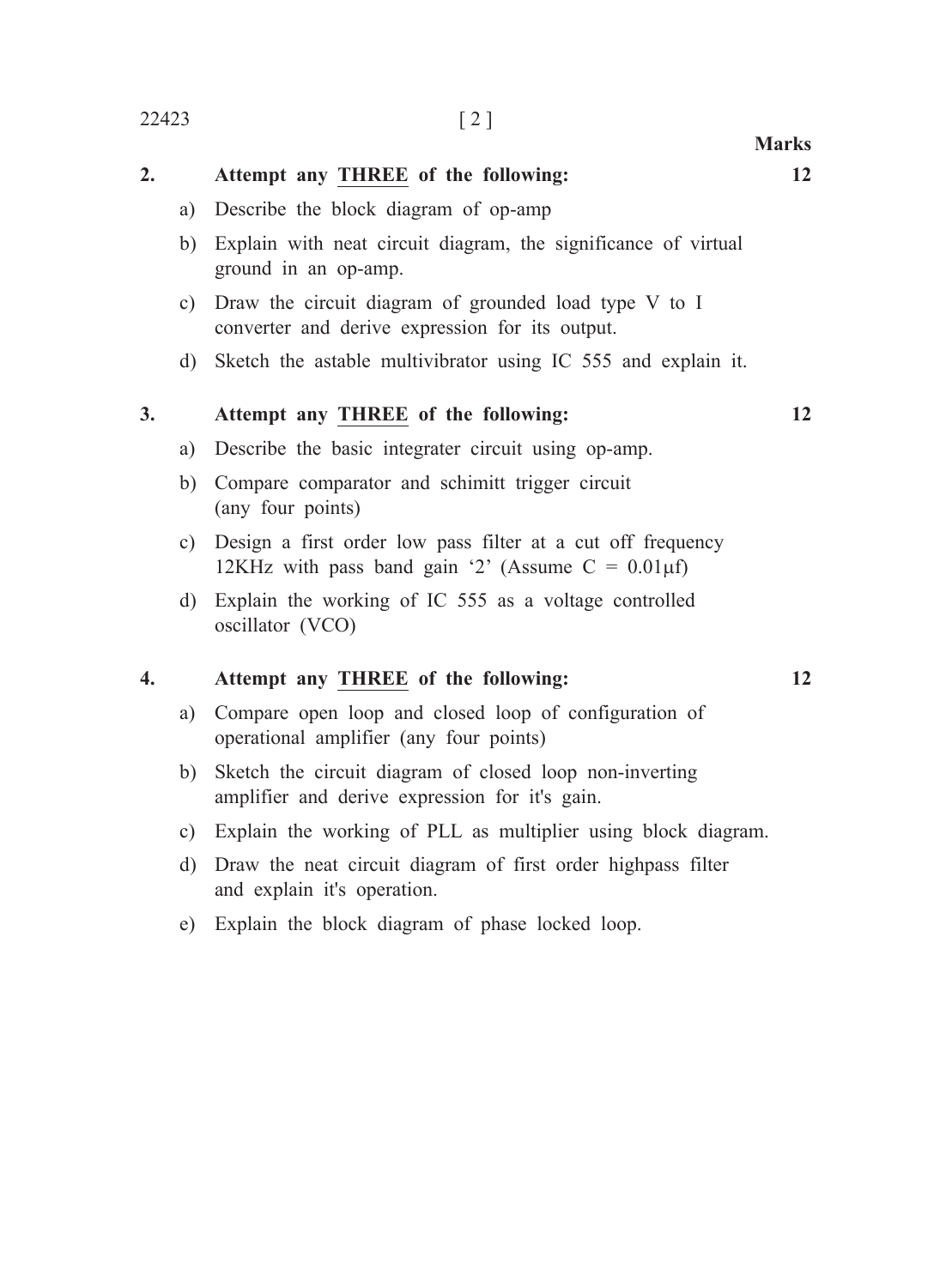**Marks**

**2. Attempt any THREE of the following: 12**

a) Describe the block diagram of op-amp

b) Explain with neat circuit diagram, the significance of virtual ground in an op-amp.

c) Draw the circuit diagram of grounded load type V to I converter and derive expression for its output.

d) Sketch the astable multivibrator using IC 555 and explain it.

**3. Attempt any THREE of the following: 12**

a) Describe the basic integrater circuit using op-amp.

b) Compare comparator and schimitt trigger circuit (any four points)

c) Design a first order low pass filter at a cut off frequency 12KHz with pass band gain '2' (Assume C = 0.01μf)

d) Explain the working of IC 555 as a voltage controlled oscillator (VCO)

**4. Attempt any THREE of the following: 12**

a) Compare open loop and closed loop of configuration of operational amplifier (any four points)

b) Sketch the circuit diagram of closed loop non-inverting amplifier and derive expression for it's gain.

c) Explain the working of PLL as multiplier using block diagram.

d) Draw the neat circuit diagram of first order highpass filter and explain it's operation.

e) Explain the block diagram of phase locked loop.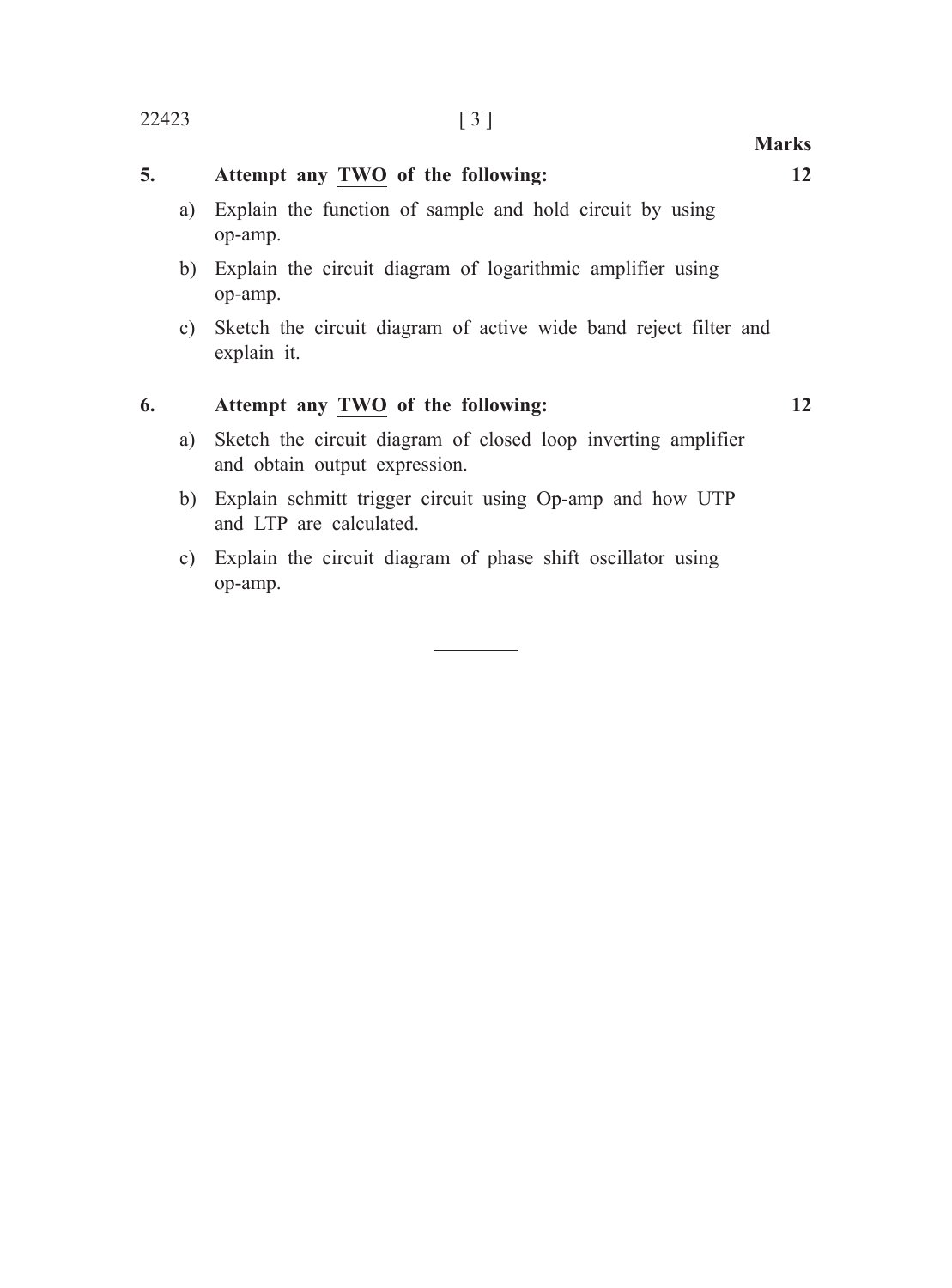**Marks**

**5. Attempt any TWO of the following: 12**

a) Explain the function of sample and hold circuit by using op-amp.

b) Explain the circuit diagram of logarithmic amplifier using op-amp.

c) Sketch the circuit diagram of active wide band reject filter and explain it.

**6. Attempt any TWO of the following: 12**

a) Sketch the circuit diagram of closed loop inverting amplifier and obtain output expression.

b) Explain schmitt trigger circuit using Op-amp and how UTP and LTP are calculated.

c) Explain the circuit diagram of phase shift oscillator using op-amp.